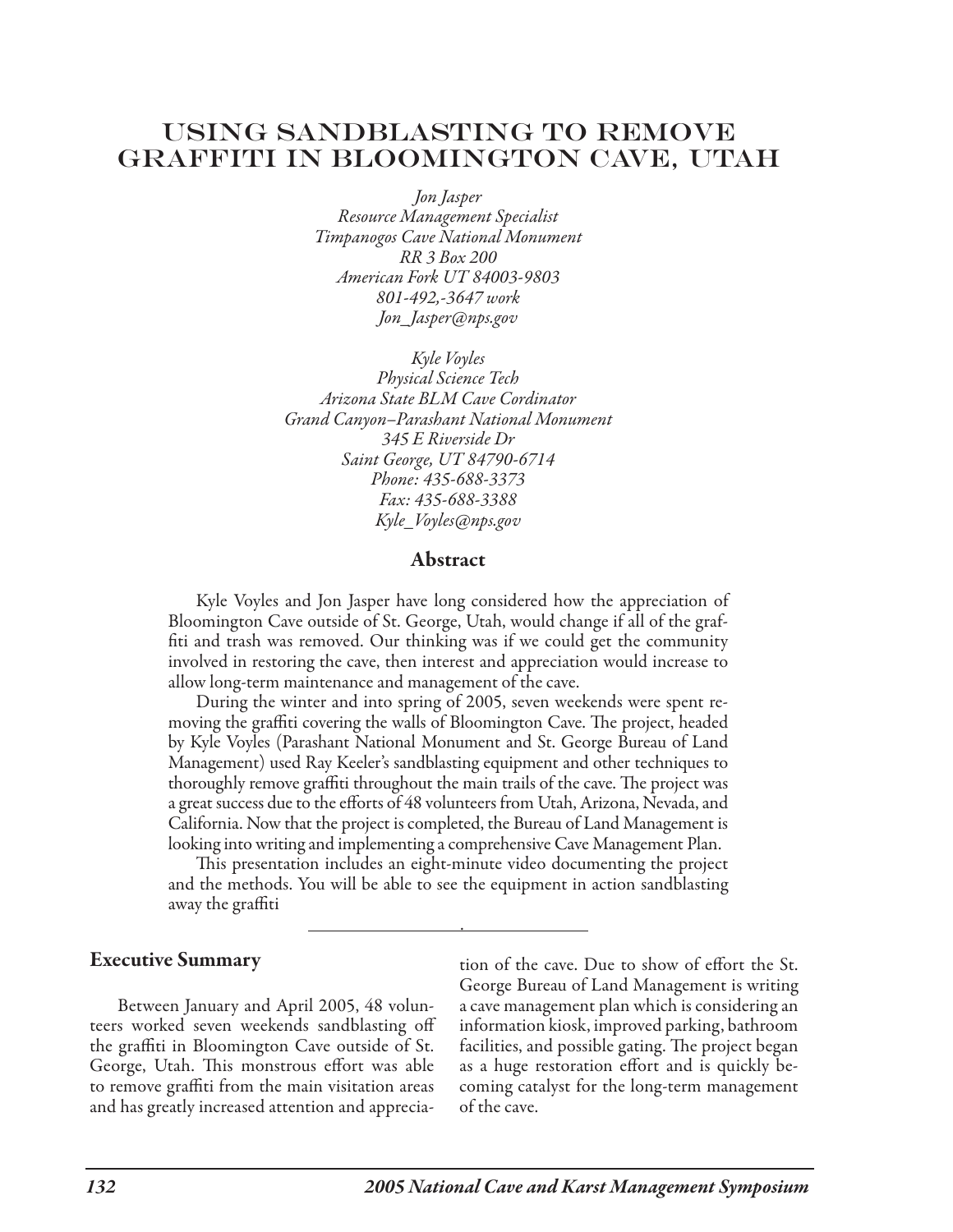# Using Sandblasting to Remove Graffiti in Bloomington Cave, Utah

*Jon Jasper*
*Resource Management Specialist*
*Timpanogos Cave National Monument*
*RR 3 Box 200*
*American Fork UT 84003-9803*
*801-492,-3647 work*
*Jon_Jasper@nps.gov*

*Kyle Voyles*
*Physical Science Tech*
*Arizona State BLM Cave Cordinator*
*Grand Canyon–Parashant National Monument*
*345 E Riverside Dr*
*Saint George, UT 84790-6714*
*Phone: 435-688-3373*
*Fax: 435-688-3388*
*Kyle_Voyles@nps.gov*

## Abstract

Kyle Voyles and Jon Jasper have long considered how the appreciation of Bloomington Cave outside of St. George, Utah, would change if all of the graffiti and trash was removed. Our thinking was if we could get the community involved in restoring the cave, then interest and appreciation would increase to allow long-term maintenance and management of the cave.

During the winter and into spring of 2005, seven weekends were spent removing the graffiti covering the walls of Bloomington Cave. The project, headed by Kyle Voyles (Parashant National Monument and St. George Bureau of Land Management) used Ray Keeler's sandblasting equipment and other techniques to thoroughly remove graffiti throughout the main trails of the cave. The project was a great success due to the efforts of 48 volunteers from Utah, Arizona, Nevada, and California. Now that the project is completed, the Bureau of Land Management is looking into writing and implementing a comprehensive Cave Management Plan.

This presentation includes an eight-minute video documenting the project and the methods. You will be able to see the equipment in action sandblasting away the graffiti

## Executive Summary

Between January and April 2005, 48 volunteers worked seven weekends sandblasting off the graffiti in Bloomington Cave outside of St. George, Utah. This monstrous effort was able to remove graffiti from the main visitation areas and has greatly increased attention and appreciation of the cave. Due to show of effort the St. George Bureau of Land Management is writing a cave management plan which is considering an information kiosk, improved parking, bathroom facilities, and possible gating. The project began as a huge restoration effort and is quickly becoming catalyst for the long-term management of the cave.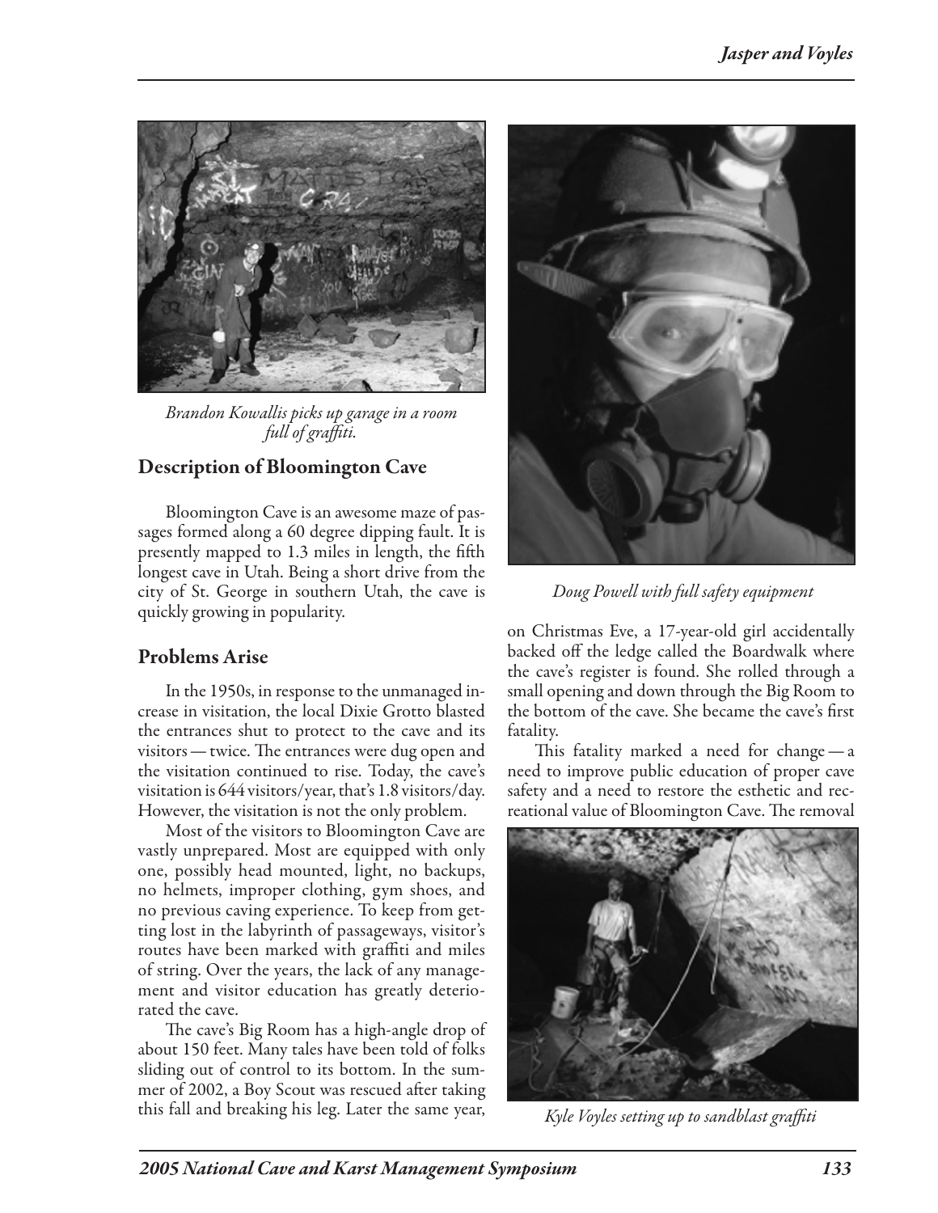*Brandon Kowallis picks up garage in a room full of graffiti.*

## Description of Bloomington Cave

Bloomington Cave is an awesome maze of passages formed along a 60 degree dipping fault. It is presently mapped to 1.3 miles in length, the fifth longest cave in Utah. Being a short drive from the city of St. George in southern Utah, the cave is quickly growing in popularity.

## Problems Arise

In the 1950s, in response to the unmanaged increase in visitation, the local Dixie Grotto blasted the entrances shut to protect to the cave and its visitors — twice. The entrances were dug open and the visitation continued to rise. Today, the cave's visitation is 644 visitors/year, that's 1.8 visitors/day. However, the visitation is not the only problem.

Most of the visitors to Bloomington Cave are vastly unprepared. Most are equipped with only one, possibly head mounted, light, no backups, no helmets, improper clothing, gym shoes, and no previous caving experience. To keep from getting lost in the labyrinth of passageways, visitor's routes have been marked with graffiti and miles of string. Over the years, the lack of any management and visitor education has greatly deteriorated the cave.

The cave's Big Room has a high-angle drop of about 150 feet. Many tales have been told of folks sliding out of control to its bottom. In the summer of 2002, a Boy Scout was rescued after taking this fall and breaking his leg. Later the same year, on Christmas Eve, a 17-year-old girl accidentally backed off the ledge called the Boardwalk where the cave's register is found. She rolled through a small opening and down through the Big Room to the bottom of the cave. She became the cave's first fatality.

*Doug Powell with full safety equipment*

This fatality marked a need for change — a need to improve public education of proper cave safety and a need to restore the esthetic and recreational value of Bloomington Cave. The removal

*Kyle Voyles setting up to sandblast graffiti*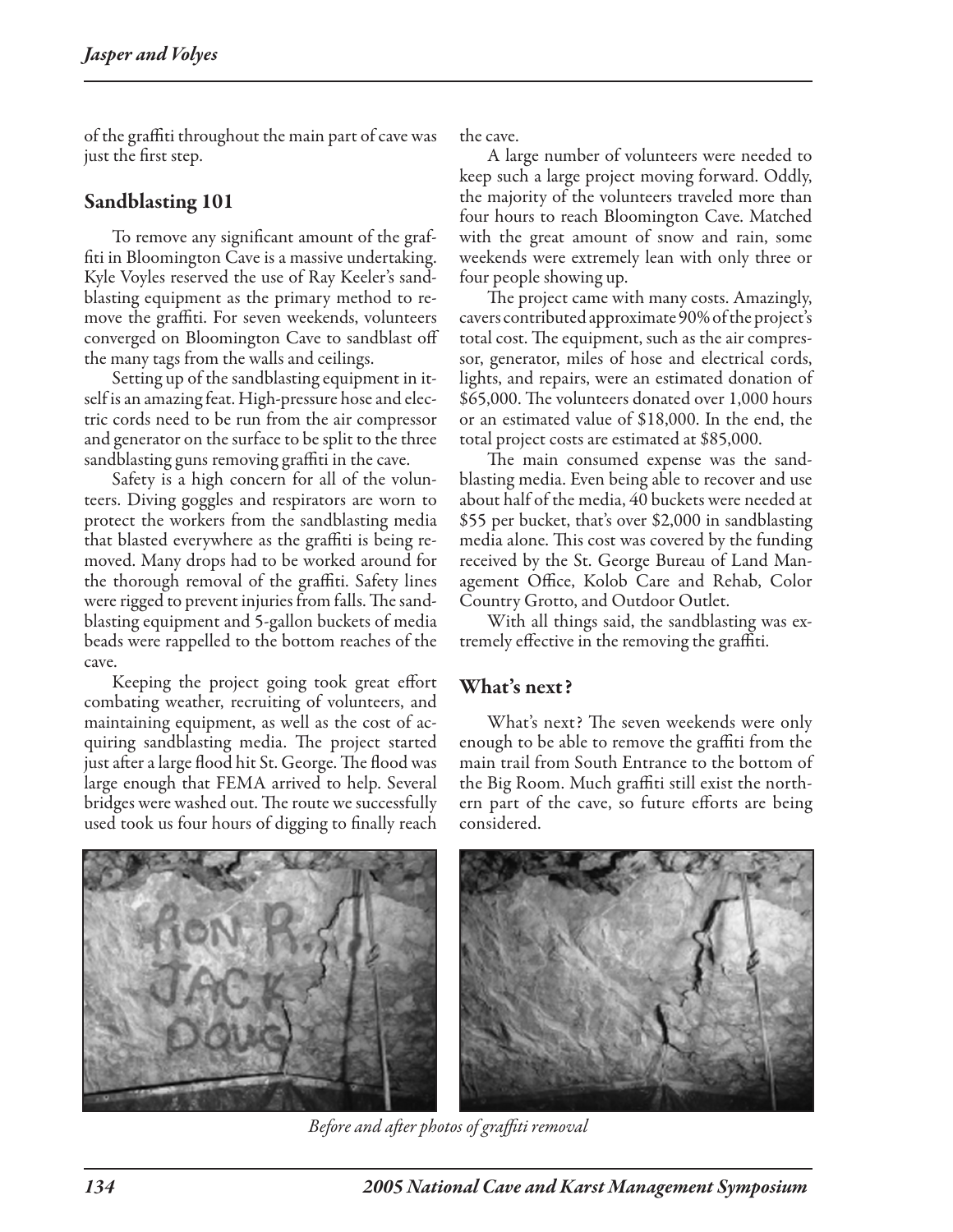of the graffiti throughout the main part of cave was just the first step.

## Sandblasting 101

To remove any significant amount of the graffiti in Bloomington Cave is a massive undertaking. Kyle Voyles reserved the use of Ray Keeler's sandblasting equipment as the primary method to remove the graffiti. For seven weekends, volunteers converged on Bloomington Cave to sandblast off the many tags from the walls and ceilings.

Setting up of the sandblasting equipment in itself is an amazing feat. High-pressure hose and electric cords need to be run from the air compressor and generator on the surface to be split to the three sandblasting guns removing graffiti in the cave.

Safety is a high concern for all of the volunteers. Diving goggles and respirators are worn to protect the workers from the sandblasting media that blasted everywhere as the graffiti is being removed. Many drops had to be worked around for the thorough removal of the graffiti. Safety lines were rigged to prevent injuries from falls. The sandblasting equipment and 5-gallon buckets of media beads were rappelled to the bottom reaches of the cave.

Keeping the project going took great effort combating weather, recruiting of volunteers, and maintaining equipment, as well as the cost of acquiring sandblasting media. The project started just after a large flood hit St. George. The flood was large enough that FEMA arrived to help. Several bridges were washed out. The route we successfully used took us four hours of digging to finally reach the cave.

A large number of volunteers were needed to keep such a large project moving forward. Oddly, the majority of the volunteers traveled more than four hours to reach Bloomington Cave. Matched with the great amount of snow and rain, some weekends were extremely lean with only three or four people showing up.

The project came with many costs. Amazingly, cavers contributed approximate 90% of the project's total cost. The equipment, such as the air compressor, generator, miles of hose and electrical cords, lights, and repairs, were an estimated donation of $65,000. The volunteers donated over 1,000 hours or an estimated value of $18,000. In the end, the total project costs are estimated at $85,000.

The main consumed expense was the sandblasting media. Even being able to recover and use about half of the media, 40 buckets were needed at $55 per bucket, that's over $2,000 in sandblasting media alone. This cost was covered by the funding received by the St. George Bureau of Land Management Office, Kolob Care and Rehab, Color Country Grotto, and Outdoor Outlet.

With all things said, the sandblasting was extremely effective in the removing the graffiti.

## What's next?

What's next? The seven weekends were only enough to be able to remove the graffiti from the main trail from South Entrance to the bottom of the Big Room. Much graffiti still exist the northern part of the cave, so future efforts are being considered.

*Before and after photos of graffiti removal*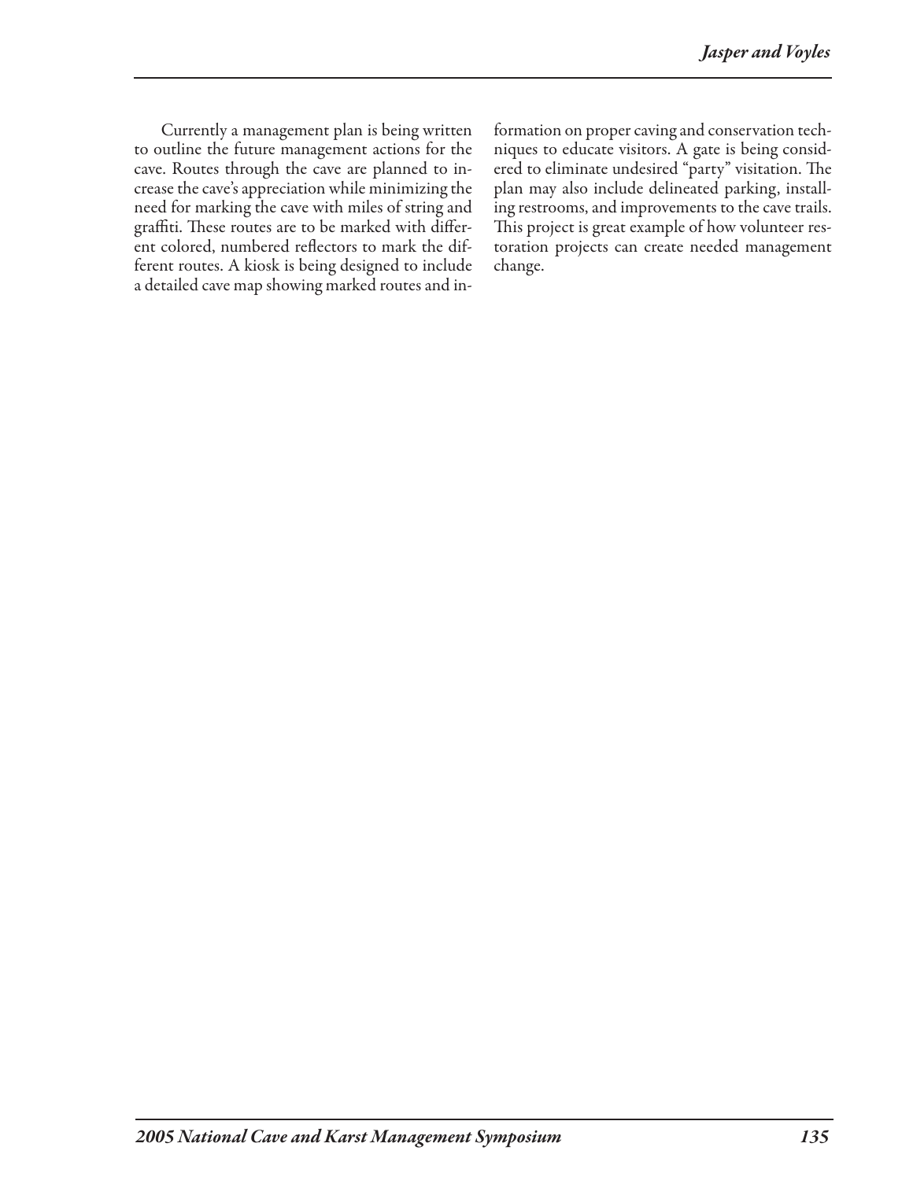Currently a management plan is being written to outline the future management actions for the cave. Routes through the cave are planned to increase the cave's appreciation while minimizing the need for marking the cave with miles of string and graffiti. These routes are to be marked with different colored, numbered reflectors to mark the different routes. A kiosk is being designed to include a detailed cave map showing marked routes and information on proper caving and conservation techniques to educate visitors. A gate is being considered to eliminate undesired "party" visitation. The plan may also include delineated parking, installing restrooms, and improvements to the cave trails. This project is great example of how volunteer restoration projects can create needed management change.